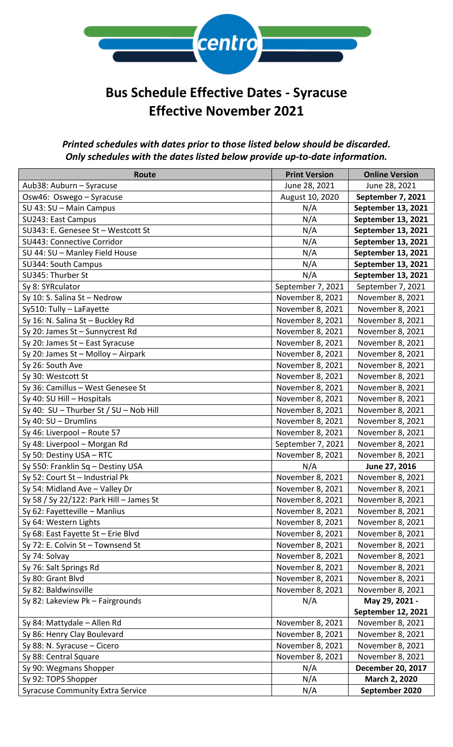# Bus Schedule Effective Dates - Syracuse
# Effective November 2021

***Printed schedules with dates prior to those listed below should be discarded.***
***Only schedules with the dates listed below provide up-to-date information.***

| Route | Print Version | Online Version |
|---|---|---|
| Aub38: Auburn – Syracuse | June 28, 2021 | June 28, 2021 |
| Osw46: Oswego – Syracuse | August 10, 2020 | **September 7, 2021** |
| SU 43: SU – Main Campus | N/A | **September 13, 2021** |
| SU243: East Campus | N/A | **September 13, 2021** |
| SU343: E. Genesee St – Westcott St | N/A | **September 13, 2021** |
| SU443: Connective Corridor | N/A | **September 13, 2021** |
| SU 44: SU – Manley Field House | N/A | **September 13, 2021** |
| SU344: South Campus | N/A | **September 13, 2021** |
| SU345: Thurber St | N/A | **September 13, 2021** |
| Sy 8: SYRculator | September 7, 2021 | September 7, 2021 |
| Sy 10: S. Salina St – Nedrow | November 8, 2021 | November 8, 2021 |
| Sy510: Tully – LaFayette | November 8, 2021 | November 8, 2021 |
| Sy 16: N. Salina St – Buckley Rd | November 8, 2021 | November 8, 2021 |
| Sy 20: James St – Sunnycrest Rd | November 8, 2021 | November 8, 2021 |
| Sy 20: James St – East Syracuse | November 8, 2021 | November 8, 2021 |
| Sy 20: James St – Molloy – Airpark | November 8, 2021 | November 8, 2021 |
| Sy 26: South Ave | November 8, 2021 | November 8, 2021 |
| Sy 30: Westcott St | November 8, 2021 | November 8, 2021 |
| Sy 36: Camillus – West Genesee St | November 8, 2021 | November 8, 2021 |
| Sy 40: SU Hill – Hospitals | November 8, 2021 | November 8, 2021 |
| Sy 40: SU – Thurber St / SU – Nob Hill | November 8, 2021 | November 8, 2021 |
| Sy 40: SU – Drumlins | November 8, 2021 | November 8, 2021 |
| Sy 46: Liverpool – Route 57 | November 8, 2021 | November 8, 2021 |
| Sy 48: Liverpool – Morgan Rd | September 7, 2021 | November 8, 2021 |
| Sy 50: Destiny USA – RTC | November 8, 2021 | November 8, 2021 |
| Sy 550: Franklin Sq – Destiny USA | N/A | **June 27, 2016** |
| Sy 52: Court St – Industrial Pk | November 8, 2021 | November 8, 2021 |
| Sy 54: Midland Ave – Valley Dr | November 8, 2021 | November 8, 2021 |
| Sy 58 / Sy 22/122: Park Hill – James St | November 8, 2021 | November 8, 2021 |
| Sy 62: Fayetteville – Manlius | November 8, 2021 | November 8, 2021 |
| Sy 64: Western Lights | November 8, 2021 | November 8, 2021 |
| Sy 68: East Fayette St – Erie Blvd | November 8, 2021 | November 8, 2021 |
| Sy 72: E. Colvin St – Townsend St | November 8, 2021 | November 8, 2021 |
| Sy 74: Solvay | November 8, 2021 | November 8, 2021 |
| Sy 76: Salt Springs Rd | November 8, 2021 | November 8, 2021 |
| Sy 80: Grant Blvd | November 8, 2021 | November 8, 2021 |
| Sy 82: Baldwinsville | November 8, 2021 | November 8, 2021 |
| Sy 82: Lakeview Pk – Fairgrounds | N/A | **May 29, 2021 - September 12, 2021** |
| Sy 84: Mattydale – Allen Rd | November 8, 2021 | November 8, 2021 |
| Sy 86: Henry Clay Boulevard | November 8, 2021 | November 8, 2021 |
| Sy 88: N. Syracuse – Cicero | November 8, 2021 | November 8, 2021 |
| Sy 88: Central Square | November 8, 2021 | November 8, 2021 |
| Sy 90: Wegmans Shopper | N/A | **December 20, 2017** |
| Sy 92: TOPS Shopper | N/A | **March 2, 2020** |
| Syracuse Community Extra Service | N/A | **September 2020** |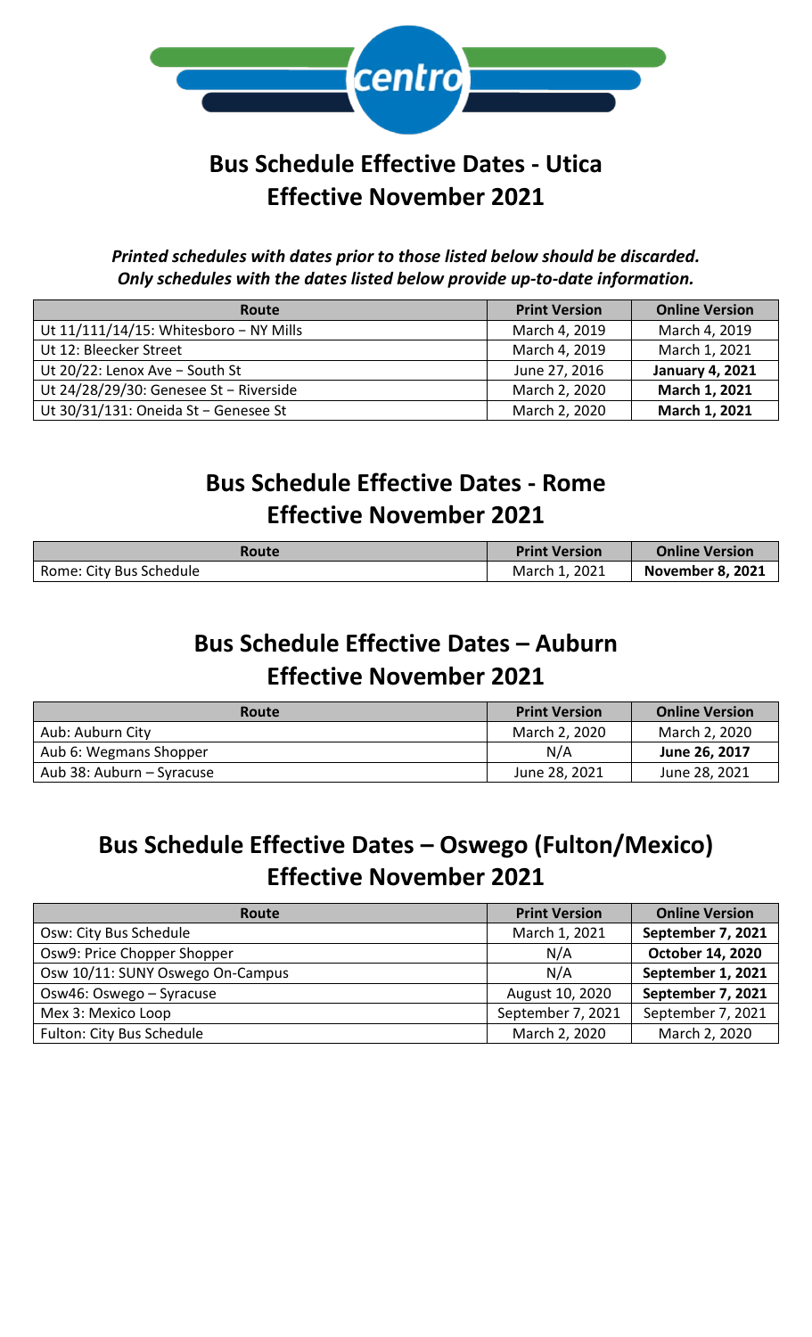# Bus Schedule Effective Dates - Utica
# Effective November 2021

***Printed schedules with dates prior to those listed below should be discarded.***
***Only schedules with the dates listed below provide up-to-date information.***

| Route | Print Version | Online Version |
|---|---|---|
| Ut 11/111/14/15: Whitesboro – NY Mills | March 4, 2019 | March 4, 2019 |
| Ut 12: Bleecker Street | March 4, 2019 | March 1, 2021 |
| Ut 20/22: Lenox Ave – South St | June 27, 2016 | **January 4, 2021** |
| Ut 24/28/29/30: Genesee St – Riverside | March 2, 2020 | **March 1, 2021** |
| Ut 30/31/131: Oneida St – Genesee St | March 2, 2020 | **March 1, 2021** |

# Bus Schedule Effective Dates - Rome
# Effective November 2021

| Route | Print Version | Online Version |
|---|---|---|
| Rome: City Bus Schedule | March 1, 2021 | **November 8, 2021** |

# Bus Schedule Effective Dates – Auburn
# Effective November 2021

| Route | Print Version | Online Version |
|---|---|---|
| Aub: Auburn City | March 2, 2020 | March 2, 2020 |
| Aub 6: Wegmans Shopper | N/A | **June 26, 2017** |
| Aub 38: Auburn – Syracuse | June 28, 2021 | June 28, 2021 |

# Bus Schedule Effective Dates – Oswego (Fulton/Mexico)
# Effective November 2021

| Route | Print Version | Online Version |
|---|---|---|
| Osw: City Bus Schedule | March 1, 2021 | **September 7, 2021** |
| Osw9: Price Chopper Shopper | N/A | **October 14, 2020** |
| Osw 10/11: SUNY Oswego On-Campus | N/A | **September 1, 2021** |
| Osw46: Oswego – Syracuse | August 10, 2020 | **September 7, 2021** |
| Mex 3: Mexico Loop | September 7, 2021 | September 7, 2021 |
| Fulton: City Bus Schedule | March 2, 2020 | March 2, 2020 |